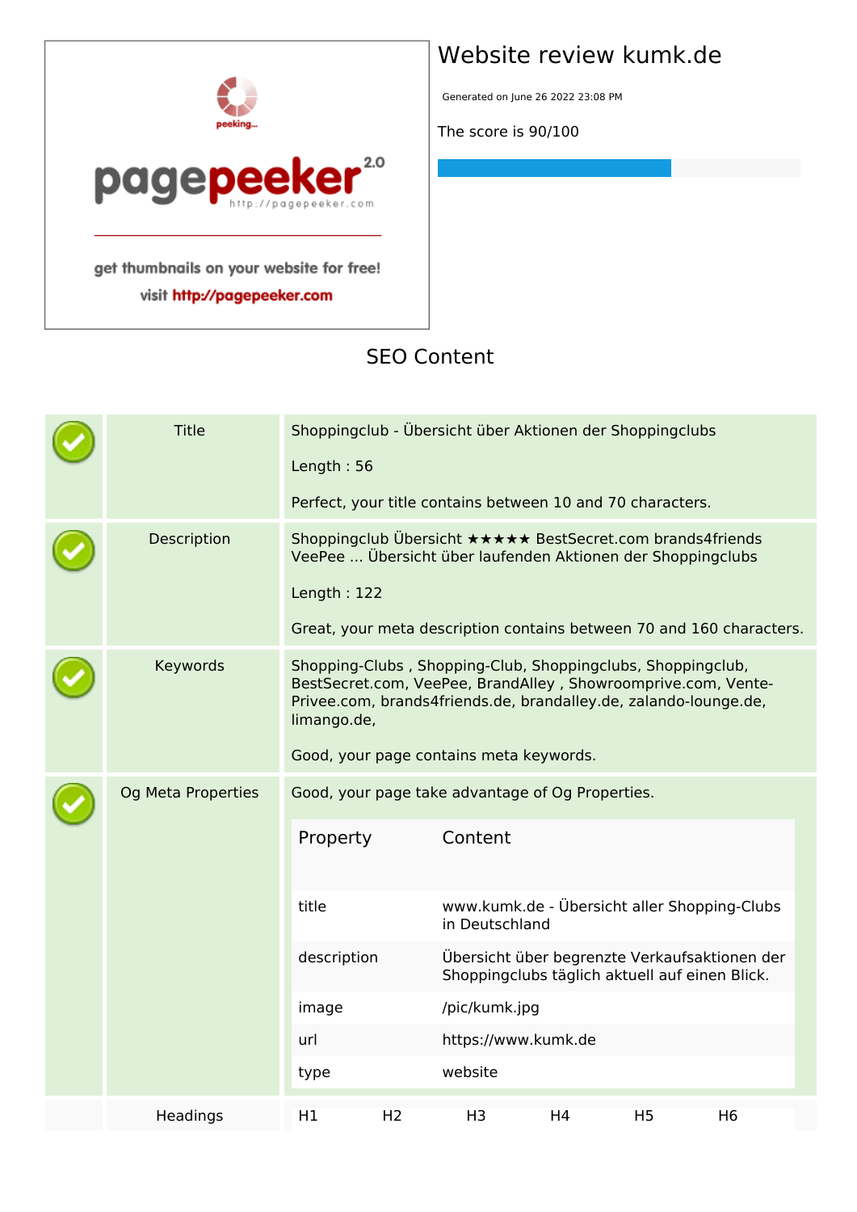# Website review kumk.de

Generated on June 26 2022 23:08 PM

The score is 90/100

## SEO Content

| | | |
|---|---|---|
| Title | Shoppingclub - Übersicht über Aktionen der Shoppingclubs<br><br>Length : 56<br><br>Perfect, your title contains between 10 and 70 characters. |
| Description | Shoppingclub Übersicht ★★★★★ BestSecret.com brands4friends VeePee ... Übersicht über laufenden Aktionen der Shoppingclubs<br><br>Length : 122<br><br>Great, your meta description contains between 70 and 160 characters. |
| Keywords | Shopping-Clubs , Shopping-Club, Shoppingclubs, Shoppingclub, BestSecret.com, VeePee, BrandAlley , Showroomprive.com, Vente-Privee.com, brands4friends.de, brandalley.de, zalando-lounge.de, limango.de,<br><br>Good, your page contains meta keywords. |
| Og Meta Properties | Good, your page take advantage of Og Properties. |

| Property | Content |
|---|---|
| title | www.kumk.de - Übersicht aller Shopping-Clubs in Deutschland |
| description | Übersicht über begrenzte Verkaufsaktionen der Shoppingclubs täglich aktuell auf einen Blick. |
| image | /pic/kumk.jpg |
| url | https://www.kumk.de |
| type | website |

Headings

| H1 | H2 | H3 | H4 | H5 | H6 |
|---|---|---|---|---|---|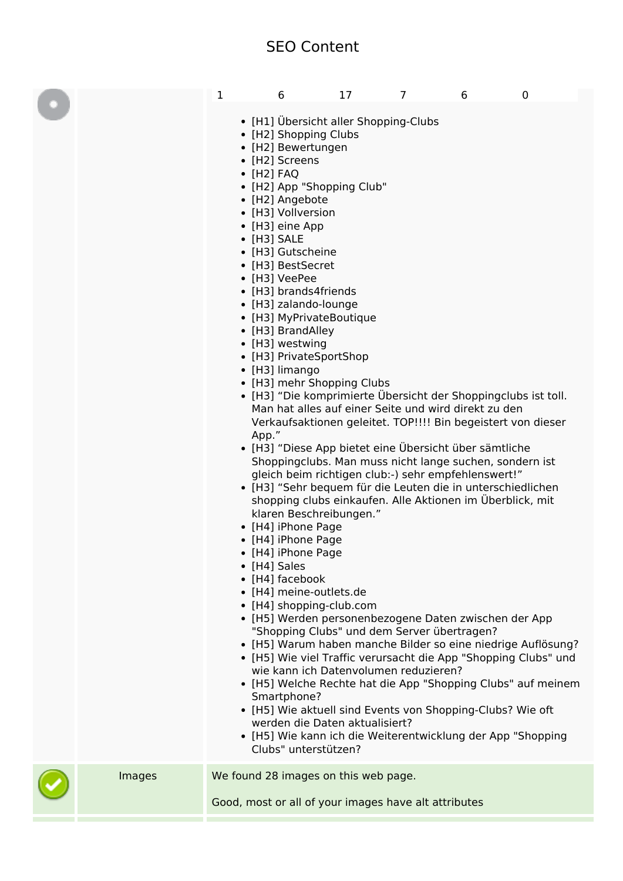# SEO Content

| | | | | | |
|---|---|---|---|---|---|
| 1 | 6 | 17 | 7 | 6 | 0 |

- [H1] Übersicht aller Shopping-Clubs
- [H2] Shopping Clubs
- [H2] Bewertungen
- [H2] Screens
- [H2] FAQ
- [H2] App "Shopping Club"
- [H2] Angebote
- [H3] Vollversion
- [H3] eine App
- [H3] SALE
- [H3] Gutscheine
- [H3] BestSecret
- [H3] VeePee
- [H3] brands4friends
- [H3] zalando-lounge
- [H3] MyPrivateBoutique
- [H3] BrandAlley
- [H3] westwing
- [H3] PrivateSportShop
- [H3] limango
- [H3] mehr Shopping Clubs
- [H3] “Die komprimierte Übersicht der Shoppingclubs ist toll. Man hat alles auf einer Seite und wird direkt zu den Verkaufsaktionen geleitet. TOP!!!! Bin begeistert von dieser App.”
- [H3] “Diese App bietet eine Übersicht über sämtliche Shoppingclubs. Man muss nicht lange suchen, sondern ist gleich beim richtigen club:-) sehr empfehlenswert!”
- [H3] “Sehr bequem für die Leuten die in unterschiedlichen shopping clubs einkaufen. Alle Aktionen im Überblick, mit klaren Beschreibungen.”
- [H4] iPhone Page
- [H4] iPhone Page
- [H4] iPhone Page
- [H4] Sales
- [H4] facebook
- [H4] meine-outlets.de
- [H4] shopping-club.com
- [H5] Werden personenbezogene Daten zwischen der App "Shopping Clubs" und dem Server übertragen?
- [H5] Warum haben manche Bilder so eine niedrige Auflösung?
- [H5] Wie viel Traffic verursacht die App "Shopping Clubs" und wie kann ich Datenvolumen reduzieren?
- [H5] Welche Rechte hat die App "Shopping Clubs" auf meinem Smartphone?
- [H5] Wie aktuell sind Events von Shopping-Clubs? Wie oft werden die Daten aktualisiert?
- [H5] Wie kann ich die Weiterentwicklung der App "Shopping Clubs" unterstützen?

| | |
|---|---|
| Images | We found 28 images on this web page.<br><br>Good, most or all of your images have alt attributes |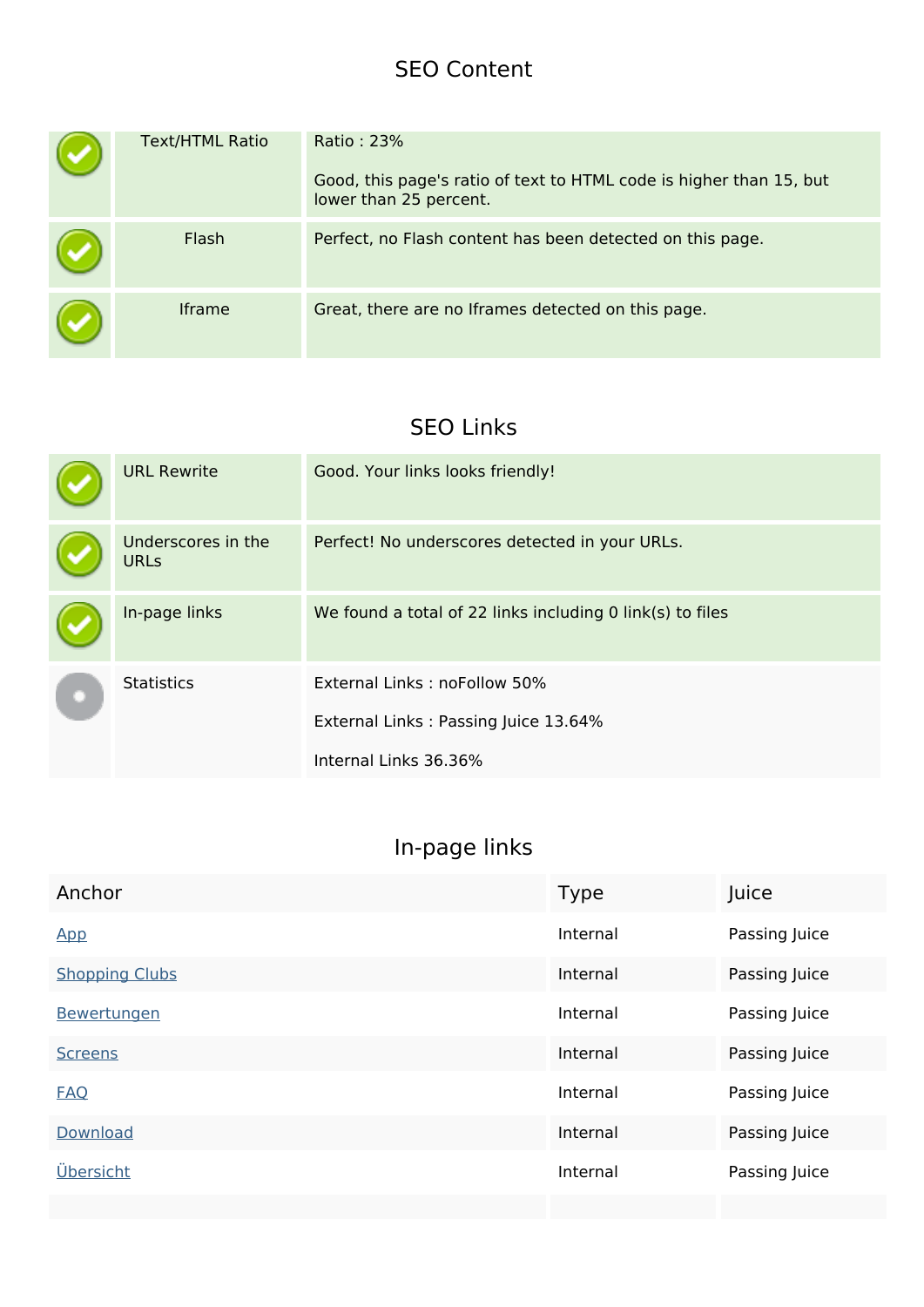## SEO Content

| | | |
|---|---|---|
| ✓ | Text/HTML Ratio | Ratio : 23%<br><br>Good, this page's ratio of text to HTML code is higher than 15, but lower than 25 percent. |
| ✓ | Flash | Perfect, no Flash content has been detected on this page. |
| ✓ | Iframe | Great, there are no Iframes detected on this page. |

## SEO Links

| | | |
|---|---|---|
| ✓ | URL Rewrite | Good. Your links looks friendly! |
| ✓ | Underscores in the URLs | Perfect! No underscores detected in your URLs. |
| ✓ | In-page links | We found a total of 22 links including 0 link(s) to files |
| | Statistics | External Links : noFollow 50%<br><br>External Links : Passing Juice 13.64%<br><br>Internal Links 36.36% |

## In-page links

| Anchor | Type | Juice |
|---|---|---|
| App | Internal | Passing Juice |
| Shopping Clubs | Internal | Passing Juice |
| Bewertungen | Internal | Passing Juice |
| Screens | Internal | Passing Juice |
| FAQ | Internal | Passing Juice |
| Download | Internal | Passing Juice |
| Übersicht | Internal | Passing Juice |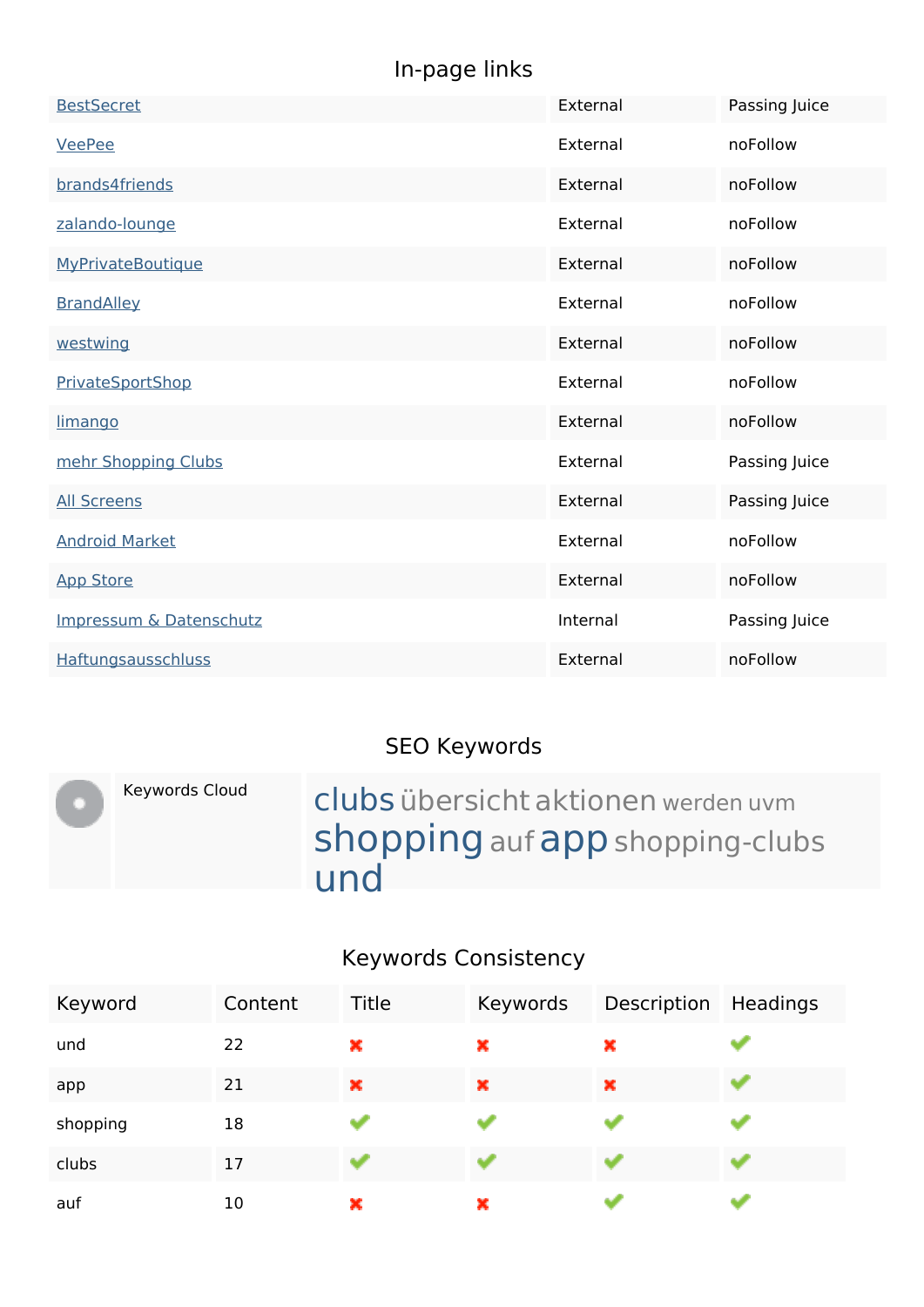## In-page links

| | | |
|---|---|---|
| BestSecret | External | Passing Juice |
| VeePee | External | noFollow |
| brands4friends | External | noFollow |
| zalando-lounge | External | noFollow |
| MyPrivateBoutique | External | noFollow |
| BrandAlley | External | noFollow |
| westwing | External | noFollow |
| PrivateSportShop | External | noFollow |
| limango | External | noFollow |
| mehr Shopping Clubs | External | Passing Juice |
| All Screens | External | Passing Juice |
| Android Market | External | noFollow |
| App Store | External | noFollow |
| Impressum & Datenschutz | Internal | Passing Juice |
| Haftungsausschluss | External | noFollow |

## SEO Keywords

| | |
|---|---|
| Keywords Cloud | clubs übersicht aktionen werden uvm shopping auf app shopping-clubs und |

## Keywords Consistency

| Keyword | Content | Title | Keywords | Description | Headings |
|---|---|---|---|---|---|
| und | 22 | ✖ | ✖ | ✖ | ✔ |
| app | 21 | ✖ | ✖ | ✖ | ✔ |
| shopping | 18 | ✔ | ✔ | ✔ | ✔ |
| clubs | 17 | ✔ | ✔ | ✔ | ✔ |
| auf | 10 | ✖ | ✖ | ✔ | ✔ |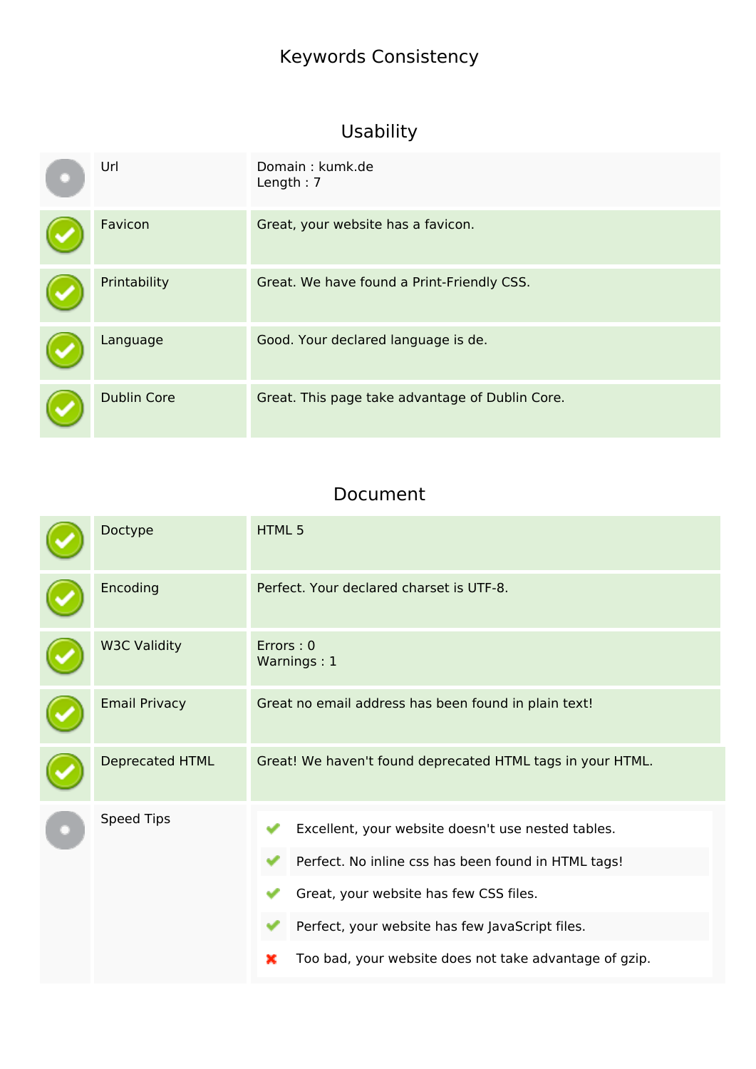Keywords Consistency

## Usability

| | | |
|---|---|---|
| | Url | Domain : kumk.de<br>Length : 7 |
| | Favicon | Great, your website has a favicon. |
| | Printability | Great. We have found a Print-Friendly CSS. |
| | Language | Good. Your declared language is de. |
| | Dublin Core | Great. This page take advantage of Dublin Core. |

## Document

| | | |
|---|---|---|
| | Doctype | HTML 5 |
| | Encoding | Perfect. Your declared charset is UTF-8. |
| | W3C Validity | Errors : 0<br>Warnings : 1 |
| | Email Privacy | Great no email address has been found in plain text! |
| | Deprecated HTML | Great! We haven't found deprecated HTML tags in your HTML. |
| | Speed Tips | Excellent, your website doesn't use nested tables.<br>Perfect. No inline css has been found in HTML tags!<br>Great, your website has few CSS files.<br>Perfect, your website has few JavaScript files.<br>Too bad, your website does not take advantage of gzip. |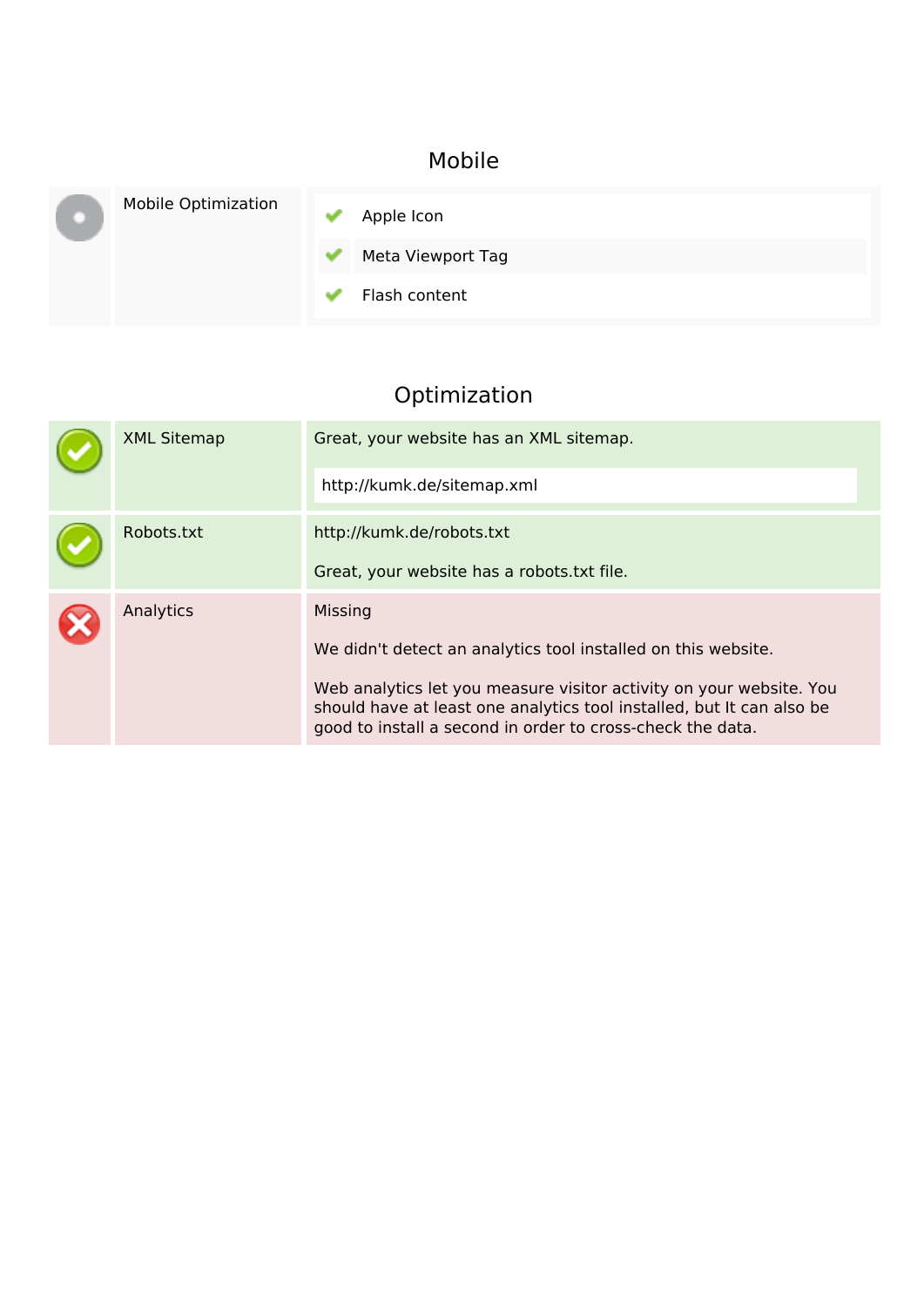## Mobile

| | | |
|---|---|---|
| | Mobile Optimization | Apple Icon<br>Meta Viewport Tag<br>Flash content |

## Optimization

| | | |
|---|---|---|
| | XML Sitemap | Great, your website has an XML sitemap.<br><br>http://kumk.de/sitemap.xml |
| | Robots.txt | http://kumk.de/robots.txt<br><br>Great, your website has a robots.txt file. |
| | Analytics | Missing<br><br>We didn't detect an analytics tool installed on this website.<br><br>Web analytics let you measure visitor activity on your website. You should have at least one analytics tool installed, but It can also be good to install a second in order to cross-check the data. |